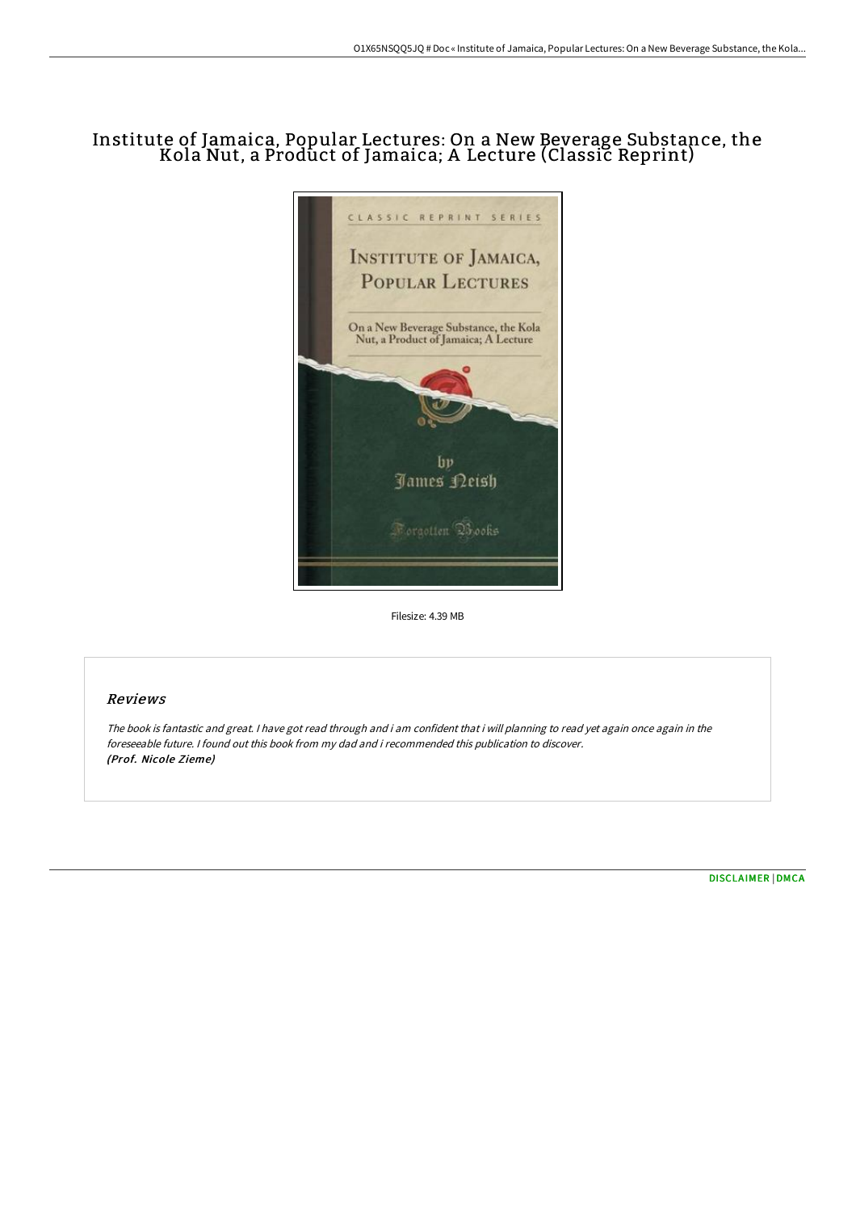# Institute of Jamaica, Popular Lectures: On a New Beverage Substance, the Kola Nut, a Product of Jamaica; A Lecture (Classic Reprint)

CLASSIC REPRINT SERIES

INSTITUTE OF JAMAICA, POPULAR LECTURES

On a New Beverage Substance, the Kola Nut, a Product of Jamaica; A Lecture

by James Neish

Forgotten Books

Filesize: 4.39 MB

## Reviews

*The book is fantastic and great. I have got read through and i am confident that i will planning to read yet again once again in the foreseeable future. I found out this book from my dad and i recommended this publication to discover.*
*(Prof. Nicole Zieme)*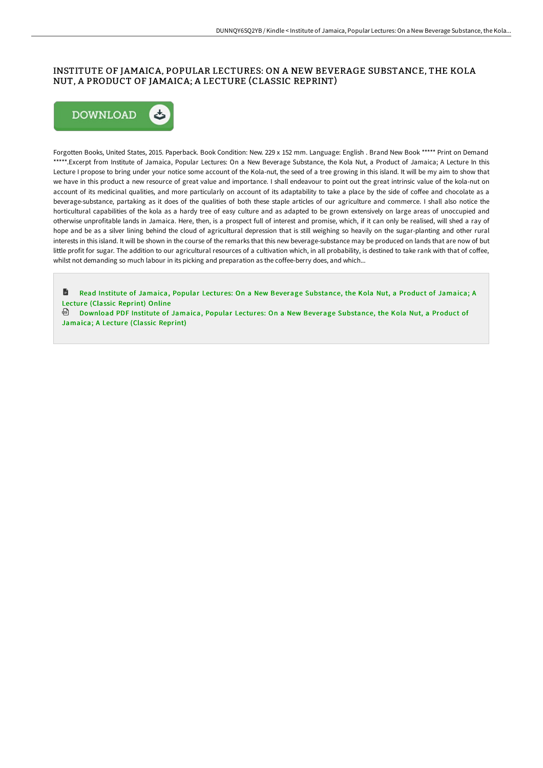# INSTITUTE OF JAMAICA, POPULAR LECTURES: ON A NEW BEVERAGE SUBSTANCE, THE KOLA NUT, A PRODUCT OF JAMAICA; A LECTURE (CLASSIC REPRINT)

DOWNLOAD

Forgotten Books, United States, 2015. Paperback. Book Condition: New. 229 x 152 mm. Language: English . Brand New Book ***** Print on Demand *****.Excerpt from Institute of Jamaica, Popular Lectures: On a New Beverage Substance, the Kola Nut, a Product of Jamaica; A Lecture In this Lecture I propose to bring under your notice some account of the Kola-nut, the seed of a tree growing in this island. It will be my aim to show that we have in this product a new resource of great value and importance. I shall endeavour to point out the great intrinsic value of the kola-nut on account of its medicinal qualities, and more particularly on account of its adaptability to take a place by the side of coffee and chocolate as a beverage-substance, partaking as it does of the qualities of both these staple articles of our agriculture and commerce. I shall also notice the horticultural capabilities of the kola as a hardy tree of easy culture and as adapted to be grown extensively on large areas of unoccupied and otherwise unprofitable lands in Jamaica. Here, then, is a prospect full of interest and promise, which, if it can only be realised, will shed a ray of hope and be as a silver lining behind the cloud of agricultural depression that is still weighing so heavily on the sugar-planting and other rural interests in this island. It will be shown in the course of the remarks that this new beverage-substance may be produced on lands that are now of but little profit for sugar. The addition to our agricultural resources of a cultivation which, in all probability, is destined to take rank with that of coffee, whilst not demanding so much labour in its picking and preparation as the coffee-berry does, and which...

Read Institute of Jamaica, Popular Lectures: On a New Beverage Substance, the Kola Nut, a Product of Jamaica; A Lecture (Classic Reprint) Online

Download PDF Institute of Jamaica, Popular Lectures: On a New Beverage Substance, the Kola Nut, a Product of Jamaica; A Lecture (Classic Reprint)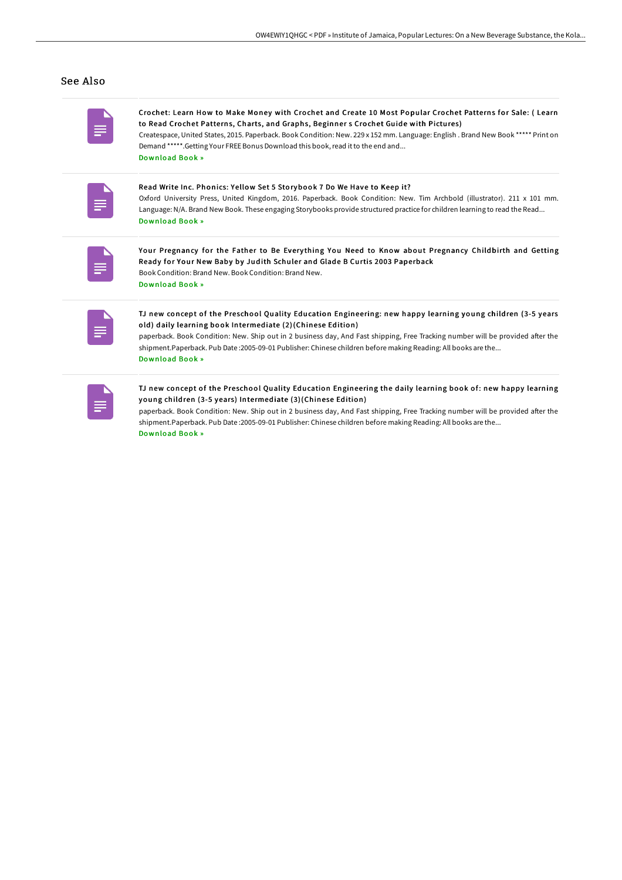## See Also

**Crochet: Learn How to Make Money with Crochet and Create 10 Most Popular Crochet Patterns for Sale: ( Learn to Read Crochet Patterns, Charts, and Graphs, Beginner s Crochet Guide with Pictures)**

Createspace, United States, 2015. Paperback. Book Condition: New. 229 x 152 mm. Language: English . Brand New Book ***** Print on Demand *****.Getting Your FREE Bonus Download this book, read it to the end and...

Download Book »

**Read Write Inc. Phonics: Yellow Set 5 Storybook 7 Do We Have to Keep it?**

Oxford University Press, United Kingdom, 2016. Paperback. Book Condition: New. Tim Archbold (illustrator). 211 x 101 mm. Language: N/A. Brand New Book. These engaging Storybooks provide structured practice for children learning to read the Read...

Download Book »

**Your Pregnancy for the Father to Be Everything You Need to Know about Pregnancy Childbirth and Getting Ready for Your New Baby by Judith Schuler and Glade B Curtis 2003 Paperback**

Book Condition: Brand New. Book Condition: Brand New.

Download Book »

**TJ new concept of the Preschool Quality Education Engineering: new happy learning young children (3-5 years old) daily learning book Intermediate (2)(Chinese Edition)**

paperback. Book Condition: New. Ship out in 2 business day, And Fast shipping, Free Tracking number will be provided after the shipment.Paperback. Pub Date :2005-09-01 Publisher: Chinese children before making Reading: All books are the...

Download Book »

**TJ new concept of the Preschool Quality Education Engineering the daily learning book of: new happy learning young children (3-5 years) Intermediate (3)(Chinese Edition)**

paperback. Book Condition: New. Ship out in 2 business day, And Fast shipping, Free Tracking number will be provided after the shipment.Paperback. Pub Date :2005-09-01 Publisher: Chinese children before making Reading: All books are the...

Download Book »